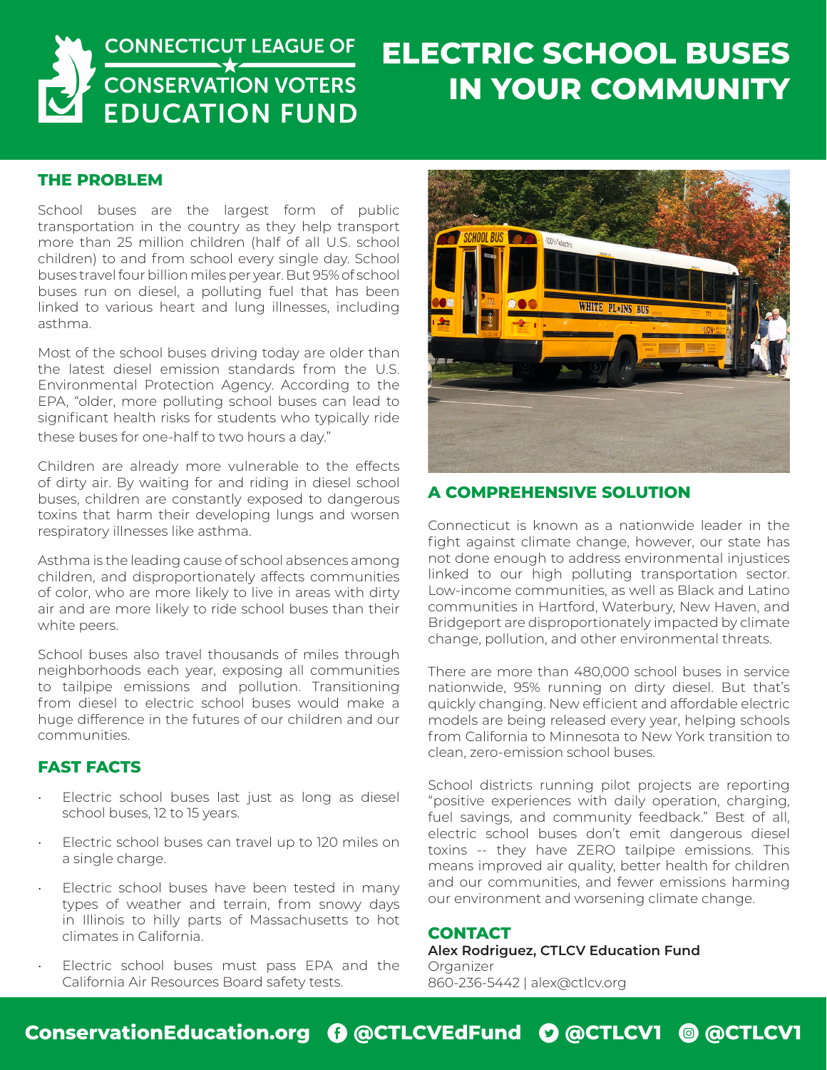CONNECTICUT LEAGUE OF CONSERVATION VOTERS EDUCATION FUND

# ELECTRIC SCHOOL BUSES IN YOUR COMMUNITY

## THE PROBLEM

School buses are the largest form of public transportation in the country as they help transport more than 25 million children (half of all U.S. school children) to and from school every single day. School buses travel four billion miles per year. But 95% of school buses run on diesel, a polluting fuel that has been linked to various heart and lung illnesses, including asthma.

Most of the school buses driving today are older than the latest diesel emission standards from the U.S. Environmental Protection Agency. According to the EPA, "older, more polluting school buses can lead to significant health risks for students who typically ride these buses for one-half to two hours a day."

Children are already more vulnerable to the effects of dirty air. By waiting for and riding in diesel school buses, children are constantly exposed to dangerous toxins that harm their developing lungs and worsen respiratory illnesses like asthma.

Asthma is the leading cause of school absences among children, and disproportionately affects communities of color, who are more likely to live in areas with dirty air and are more likely to ride school buses than their white peers.

School buses also travel thousands of miles through neighborhoods each year, exposing all communities to tailpipe emissions and pollution. Transitioning from diesel to electric school buses would make a huge difference in the futures of our children and our communities.

## FAST FACTS

- Electric school buses last just as long as diesel school buses, 12 to 15 years.
- Electric school buses can travel up to 120 miles on a single charge.
- Electric school buses have been tested in many types of weather and terrain, from snowy days in Illinois to hilly parts of Massachusetts to hot climates in California.
- Electric school buses must pass EPA and the California Air Resources Board safety tests.

## A COMPREHENSIVE SOLUTION

Connecticut is known as a nationwide leader in the fight against climate change, however, our state has not done enough to address environmental injustices linked to our high polluting transportation sector. Low-income communities, as well as Black and Latino communities in Hartford, Waterbury, New Haven, and Bridgeport are disproportionately impacted by climate change, pollution, and other environmental threats.

There are more than 480,000 school buses in service nationwide, 95% running on dirty diesel. But that's quickly changing. New efficient and affordable electric models are being released every year, helping schools from California to Minnesota to New York transition to clean, zero-emission school buses.

School districts running pilot projects are reporting "positive experiences with daily operation, charging, fuel savings, and community feedback." Best of all, electric school buses don't emit dangerous diesel toxins -- they have ZERO tailpipe emissions. This means improved air quality, better health for children and our communities, and fewer emissions harming our environment and worsening climate change.

## CONTACT

**Alex Rodriguez, CTLCV Education Fund**
Organizer
860-236-5442 | alex@ctlcv.org

**ConservationEducation.org @CTLCVEdFund @CTLCV1 @CTLCV1**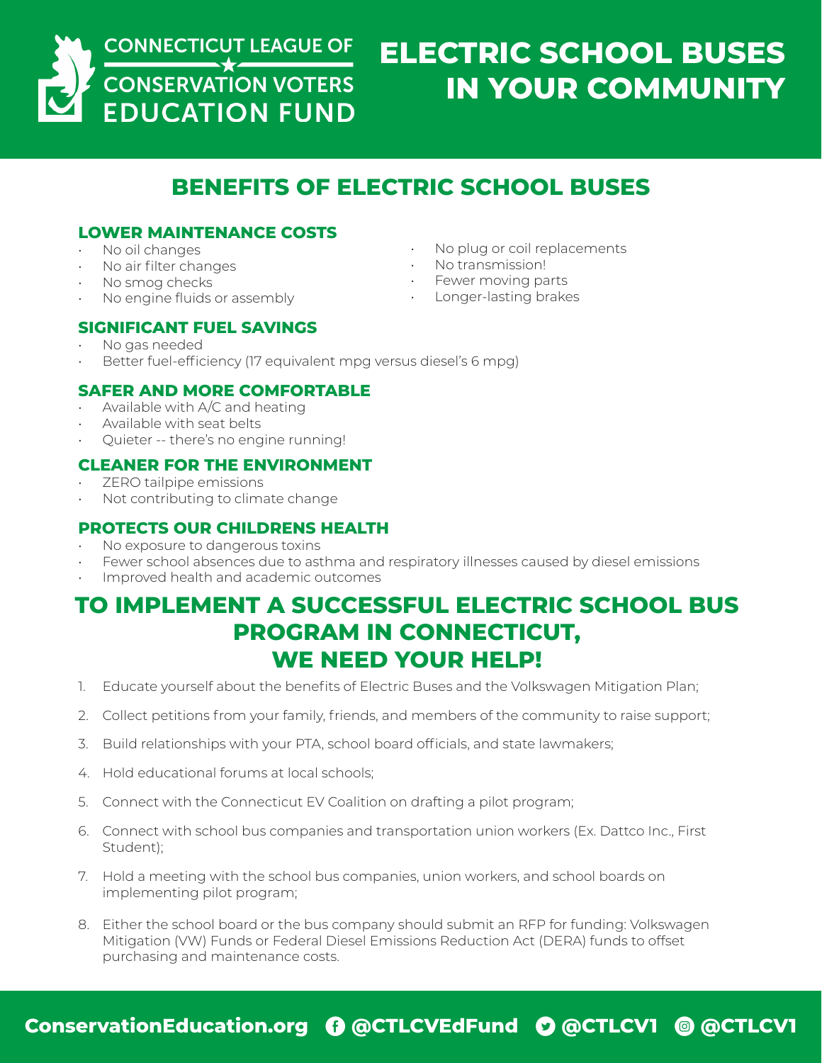CONNECTICUT LEAGUE OF CONSERVATION VOTERS EDUCATION FUND

# ELECTRIC SCHOOL BUSES IN YOUR COMMUNITY

## BENEFITS OF ELECTRIC SCHOOL BUSES

### LOWER MAINTENANCE COSTS

- No oil changes
- No air filter changes
- No smog checks
- No engine fluids or assembly
- No plug or coil replacements
- No transmission!
- Fewer moving parts
- Longer-lasting brakes

### SIGNIFICANT FUEL SAVINGS

- No gas needed
- Better fuel-efficiency (17 equivalent mpg versus diesel's 6 mpg)

### SAFER AND MORE COMFORTABLE

- Available with A/C and heating
- Available with seat belts
- Quieter -- there's no engine running!

### CLEANER FOR THE ENVIRONMENT

- ZERO tailpipe emissions
- Not contributing to climate change

### PROTECTS OUR CHILDRENS HEALTH

- No exposure to dangerous toxins
- Fewer school absences due to asthma and respiratory illnesses caused by diesel emissions
- Improved health and academic outcomes

## TO IMPLEMENT A SUCCESSFUL ELECTRIC SCHOOL BUS PROGRAM IN CONNECTICUT, WE NEED YOUR HELP!

1. Educate yourself about the benefits of Electric Buses and the Volkswagen Mitigation Plan;
2. Collect petitions from your family, friends, and members of the community to raise support;
3. Build relationships with your PTA, school board officials, and state lawmakers;
4. Hold educational forums at local schools;
5. Connect with the Connecticut EV Coalition on drafting a pilot program;
6. Connect with school bus companies and transportation union workers (Ex. Dattco Inc., First Student);
7. Hold a meeting with the school bus companies, union workers, and school boards on implementing pilot program;
8. Either the school board or the bus company should submit an RFP for funding: Volkswagen Mitigation (VW) Funds or Federal Diesel Emissions Reduction Act (DERA) funds to offset purchasing and maintenance costs.

ConservationEducation.org @CTLCVEdFund @CTLCV1 @CTLCV1